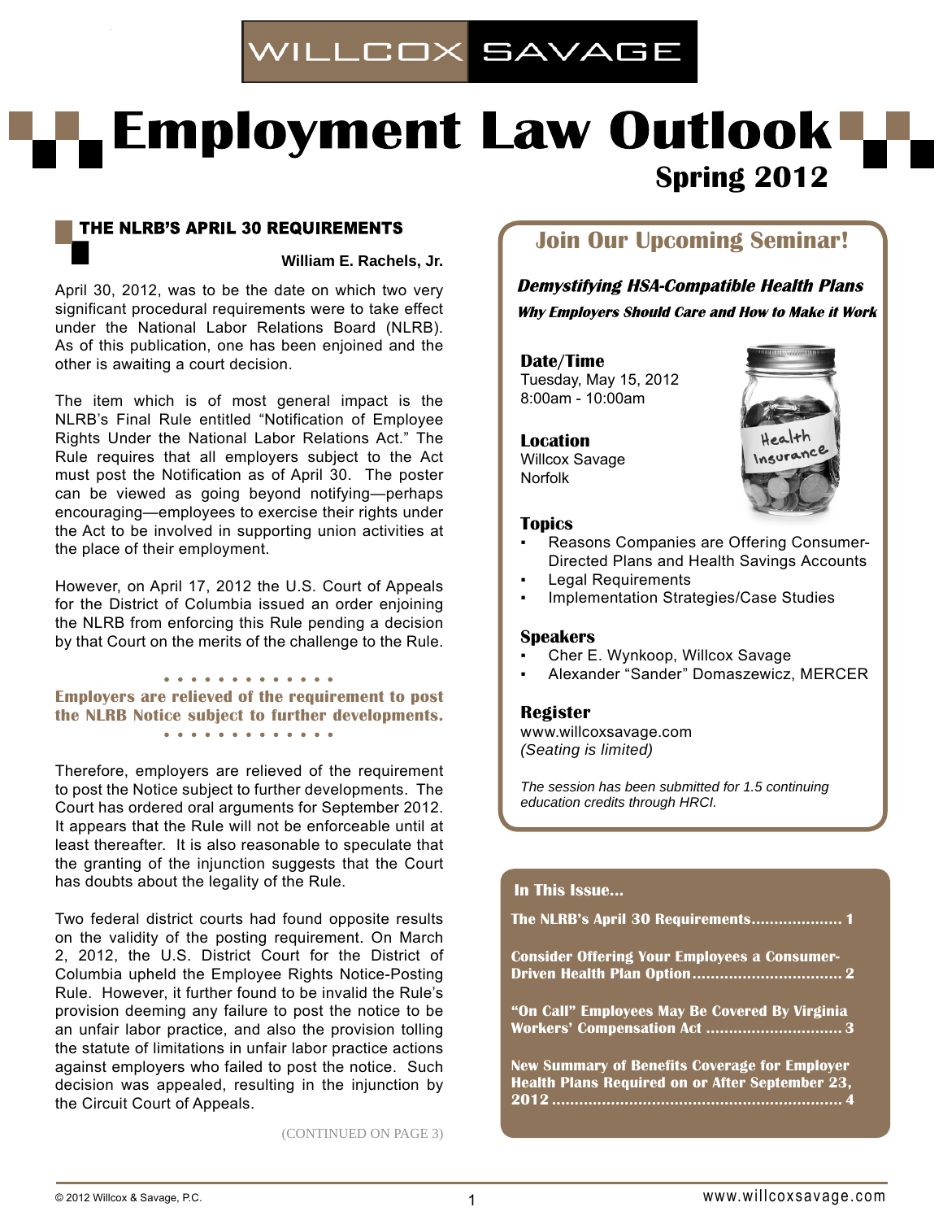WILLCOX SAVAGE

# Employment Law Outlook

**Spring 2012**

## THE NLRB'S APRIL 30 REQUIREMENTS

**William E. Rachels, Jr.**

April 30, 2012, was to be the date on which two very significant procedural requirements were to take effect under the National Labor Relations Board (NLRB). As of this publication, one has been enjoined and the other is awaiting a court decision.

The item which is of most general impact is the NLRB's Final Rule entitled "Notification of Employee Rights Under the National Labor Relations Act." The Rule requires that all employers subject to the Act must post the Notification as of April 30. The poster can be viewed as going beyond notifying—perhaps encouraging—employees to exercise their rights under the Act to be involved in supporting union activities at the place of their employment.

However, on April 17, 2012 the U.S. Court of Appeals for the District of Columbia issued an order enjoining the NLRB from enforcing this Rule pending a decision by that Court on the merits of the challenge to the Rule.

**Employers are relieved of the requirement to post the NLRB Notice subject to further developments.**

Therefore, employers are relieved of the requirement to post the Notice subject to further developments. The Court has ordered oral arguments for September 2012. It appears that the Rule will not be enforceable until at least thereafter. It is also reasonable to speculate that the granting of the injunction suggests that the Court has doubts about the legality of the Rule.

Two federal district courts had found opposite results on the validity of the posting requirement. On March 2, 2012, the U.S. District Court for the District of Columbia upheld the Employee Rights Notice-Posting Rule. However, it further found to be invalid the Rule's provision deeming any failure to post the notice to be an unfair labor practice, and also the provision tolling the statute of limitations in unfair labor practice actions against employers who failed to post the notice. Such decision was appealed, resulting in the injunction by the Circuit Court of Appeals.

(CONTINUED ON PAGE 3)

## Join Our Upcoming Seminar!

***Demystifying HSA-Compatible Health Plans***

***Why Employers Should Care and How to Make it Work***

**Date/Time**
Tuesday, May 15, 2012
8:00am - 10:00am

**Location**
Willcox Savage
Norfolk

**Topics**
- Reasons Companies are Offering Consumer-Directed Plans and Health Savings Accounts
- Legal Requirements
- Implementation Strategies/Case Studies

**Speakers**
- Cher E. Wynkoop, Willcox Savage
- Alexander "Sander" Domaszewicz, MERCER

**Register**
www.willcoxsavage.com
*(Seating is limited)*

*The session has been submitted for 1.5 continuing education credits through HRCI.*

**In This Issue...**

**The NLRB's April 30 Requirements.................... 1**

**Consider Offering Your Employees a Consumer-Driven Health Plan Option................................ 2**

**"On Call" Employees May Be Covered By Virginia Workers' Compensation Act ............................. 3**

**New Summary of Benefits Coverage for Employer Health Plans Required on or After September 23, 2012 .............................................................. 4**

© 2012 Willcox & Savage, P.C. www.willcoxsavage.com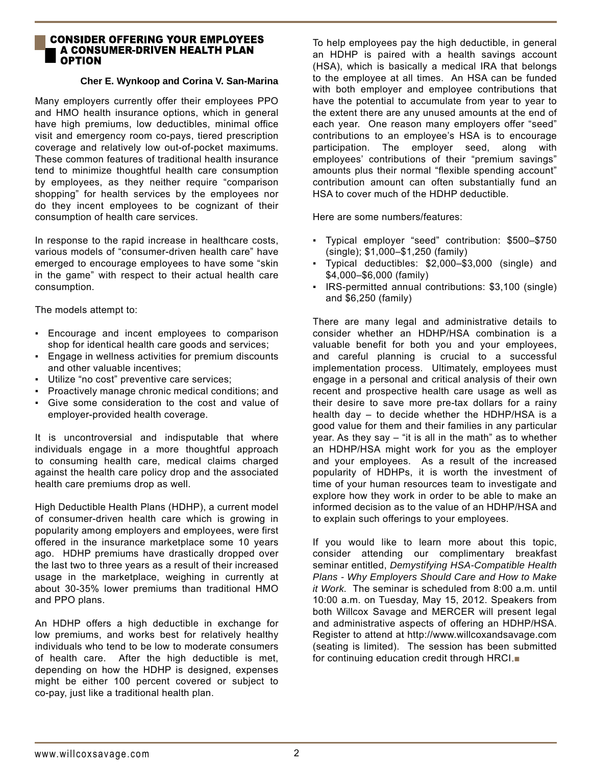## CONSIDER OFFERING YOUR EMPLOYEES A CONSUMER-DRIVEN HEALTH PLAN OPTION

**Cher E. Wynkoop and Corina V. San-Marina**

Many employers currently offer their employees PPO and HMO health insurance options, which in general have high premiums, low deductibles, minimal office visit and emergency room co-pays, tiered prescription coverage and relatively low out-of-pocket maximums. These common features of traditional health insurance tend to minimize thoughtful health care consumption by employees, as they neither require "comparison shopping" for health services by the employees nor do they incent employees to be cognizant of their consumption of health care services.

In response to the rapid increase in healthcare costs, various models of "consumer-driven health care" have emerged to encourage employees to have some "skin in the game" with respect to their actual health care consumption.

The models attempt to:

- Encourage and incent employees to comparison shop for identical health care goods and services;
- Engage in wellness activities for premium discounts and other valuable incentives;
- Utilize "no cost" preventive care services;
- Proactively manage chronic medical conditions; and
- Give some consideration to the cost and value of employer-provided health coverage.

It is uncontroversial and indisputable that where individuals engage in a more thoughtful approach to consuming health care, medical claims charged against the health care policy drop and the associated health care premiums drop as well.

High Deductible Health Plans (HDHP), a current model of consumer-driven health care which is growing in popularity among employers and employees, were first offered in the insurance marketplace some 10 years ago. HDHP premiums have drastically dropped over the last two to three years as a result of their increased usage in the marketplace, weighing in currently at about 30-35% lower premiums than traditional HMO and PPO plans.

An HDHP offers a high deductible in exchange for low premiums, and works best for relatively healthy individuals who tend to be low to moderate consumers of health care. After the high deductible is met, depending on how the HDHP is designed, expenses might be either 100 percent covered or subject to co-pay, just like a traditional health plan.

To help employees pay the high deductible, in general an HDHP is paired with a health savings account (HSA), which is basically a medical IRA that belongs to the employee at all times. An HSA can be funded with both employer and employee contributions that have the potential to accumulate from year to year to the extent there are any unused amounts at the end of each year. One reason many employers offer "seed" contributions to an employee's HSA is to encourage participation. The employer seed, along with employees' contributions of their "premium savings" amounts plus their normal "flexible spending account" contribution amount can often substantially fund an HSA to cover much of the HDHP deductible.

Here are some numbers/features:

- Typical employer "seed" contribution: $500–$750 (single); $1,000–$1,250 (family)
- Typical deductibles: $2,000–$3,000 (single) and $4,000–$6,000 (family)
- IRS-permitted annual contributions: $3,100 (single) and $6,250 (family)

There are many legal and administrative details to consider whether an HDHP/HSA combination is a valuable benefit for both you and your employees, and careful planning is crucial to a successful implementation process. Ultimately, employees must engage in a personal and critical analysis of their own recent and prospective health care usage as well as their desire to save more pre-tax dollars for a rainy health day – to decide whether the HDHP/HSA is a good value for them and their families in any particular year. As they say – "it is all in the math" as to whether an HDHP/HSA might work for you as the employer and your employees. As a result of the increased popularity of HDHPs, it is worth the investment of time of your human resources team to investigate and explore how they work in order to be able to make an informed decision as to the value of an HDHP/HSA and to explain such offerings to your employees.

If you would like to learn more about this topic, consider attending our complimentary breakfast seminar entitled, *Demystifying HSA-Compatible Health Plans - Why Employers Should Care and How to Make it Work.* The seminar is scheduled from 8:00 a.m. until 10:00 a.m. on Tuesday, May 15, 2012. Speakers from both Willcox Savage and MERCER will present legal and administrative aspects of offering an HDHP/HSA. Register to attend at http://www.willcoxandsavage.com (seating is limited). The session has been submitted for continuing education credit through HRCI.■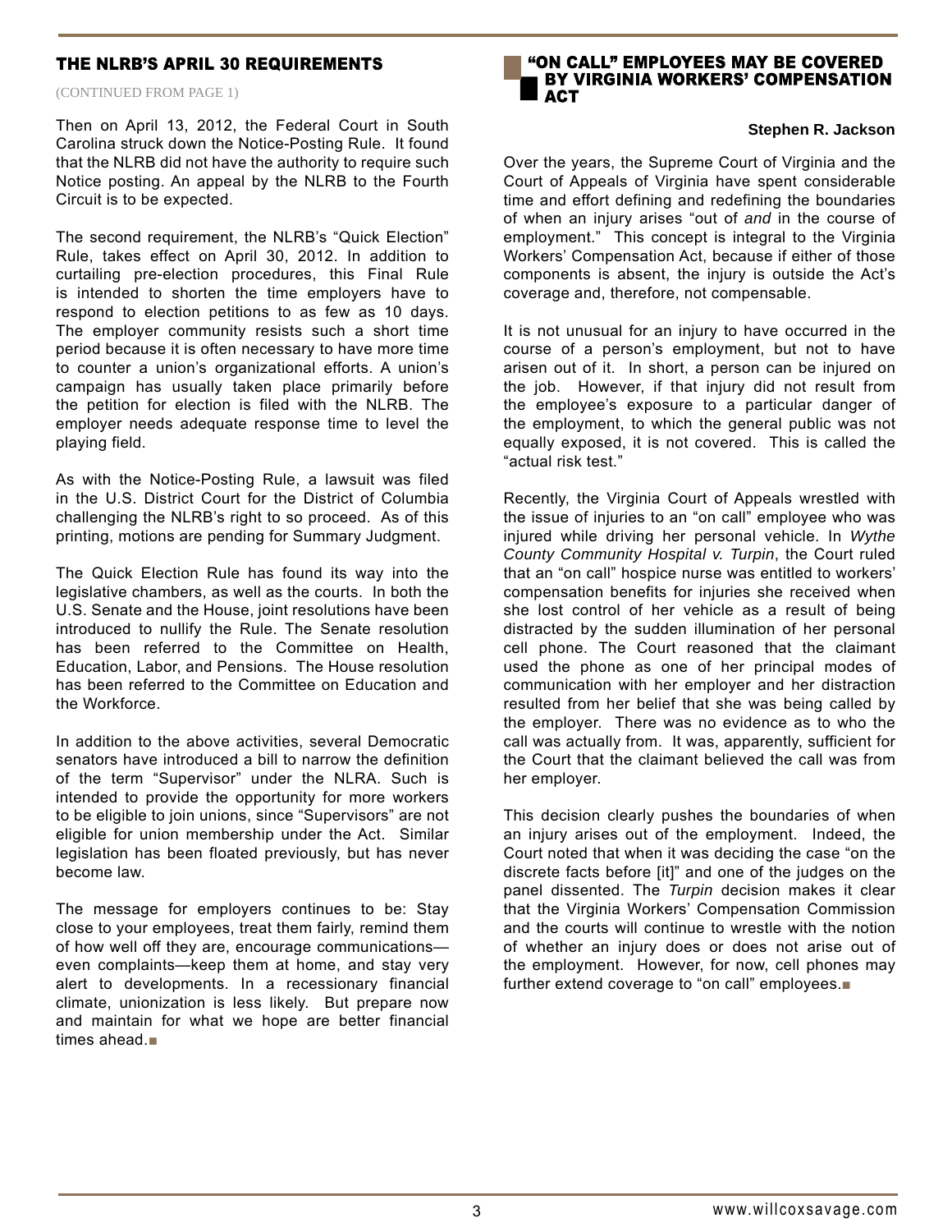## THE NLRB'S APRIL 30 REQUIREMENTS

(CONTINUED FROM PAGE 1)

Then on April 13, 2012, the Federal Court in South Carolina struck down the Notice-Posting Rule. It found that the NLRB did not have the authority to require such Notice posting. An appeal by the NLRB to the Fourth Circuit is to be expected.

The second requirement, the NLRB's "Quick Election" Rule, takes effect on April 30, 2012. In addition to curtailing pre-election procedures, this Final Rule is intended to shorten the time employers have to respond to election petitions to as few as 10 days. The employer community resists such a short time period because it is often necessary to have more time to counter a union's organizational efforts. A union's campaign has usually taken place primarily before the petition for election is filed with the NLRB. The employer needs adequate response time to level the playing field.

As with the Notice-Posting Rule, a lawsuit was filed in the U.S. District Court for the District of Columbia challenging the NLRB's right to so proceed. As of this printing, motions are pending for Summary Judgment.

The Quick Election Rule has found its way into the legislative chambers, as well as the courts. In both the U.S. Senate and the House, joint resolutions have been introduced to nullify the Rule. The Senate resolution has been referred to the Committee on Health, Education, Labor, and Pensions. The House resolution has been referred to the Committee on Education and the Workforce.

In addition to the above activities, several Democratic senators have introduced a bill to narrow the definition of the term "Supervisor" under the NLRA. Such is intended to provide the opportunity for more workers to be eligible to join unions, since "Supervisors" are not eligible for union membership under the Act. Similar legislation has been floated previously, but has never become law.

The message for employers continues to be: Stay close to your employees, treat them fairly, remind them of how well off they are, encourage communications—even complaints—keep them at home, and stay very alert to developments. In a recessionary financial climate, unionization is less likely. But prepare now and maintain for what we hope are better financial times ahead.■

## "ON CALL" EMPLOYEES MAY BE COVERED BY VIRGINIA WORKERS' COMPENSATION ACT

**Stephen R. Jackson**

Over the years, the Supreme Court of Virginia and the Court of Appeals of Virginia have spent considerable time and effort defining and redefining the boundaries of when an injury arises "out of *and* in the course of employment." This concept is integral to the Virginia Workers' Compensation Act, because if either of those components is absent, the injury is outside the Act's coverage and, therefore, not compensable.

It is not unusual for an injury to have occurred in the course of a person's employment, but not to have arisen out of it. In short, a person can be injured on the job. However, if that injury did not result from the employee's exposure to a particular danger of the employment, to which the general public was not equally exposed, it is not covered. This is called the "actual risk test."

Recently, the Virginia Court of Appeals wrestled with the issue of injuries to an "on call" employee who was injured while driving her personal vehicle. In *Wythe County Community Hospital v. Turpin*, the Court ruled that an "on call" hospice nurse was entitled to workers' compensation benefits for injuries she received when she lost control of her vehicle as a result of being distracted by the sudden illumination of her personal cell phone. The Court reasoned that the claimant used the phone as one of her principal modes of communication with her employer and her distraction resulted from her belief that she was being called by the employer. There was no evidence as to who the call was actually from. It was, apparently, sufficient for the Court that the claimant believed the call was from her employer.

This decision clearly pushes the boundaries of when an injury arises out of the employment. Indeed, the Court noted that when it was deciding the case "on the discrete facts before [it]" and one of the judges on the panel dissented. The *Turpin* decision makes it clear that the Virginia Workers' Compensation Commission and the courts will continue to wrestle with the notion of whether an injury does or does not arise out of the employment. However, for now, cell phones may further extend coverage to "on call" employees.■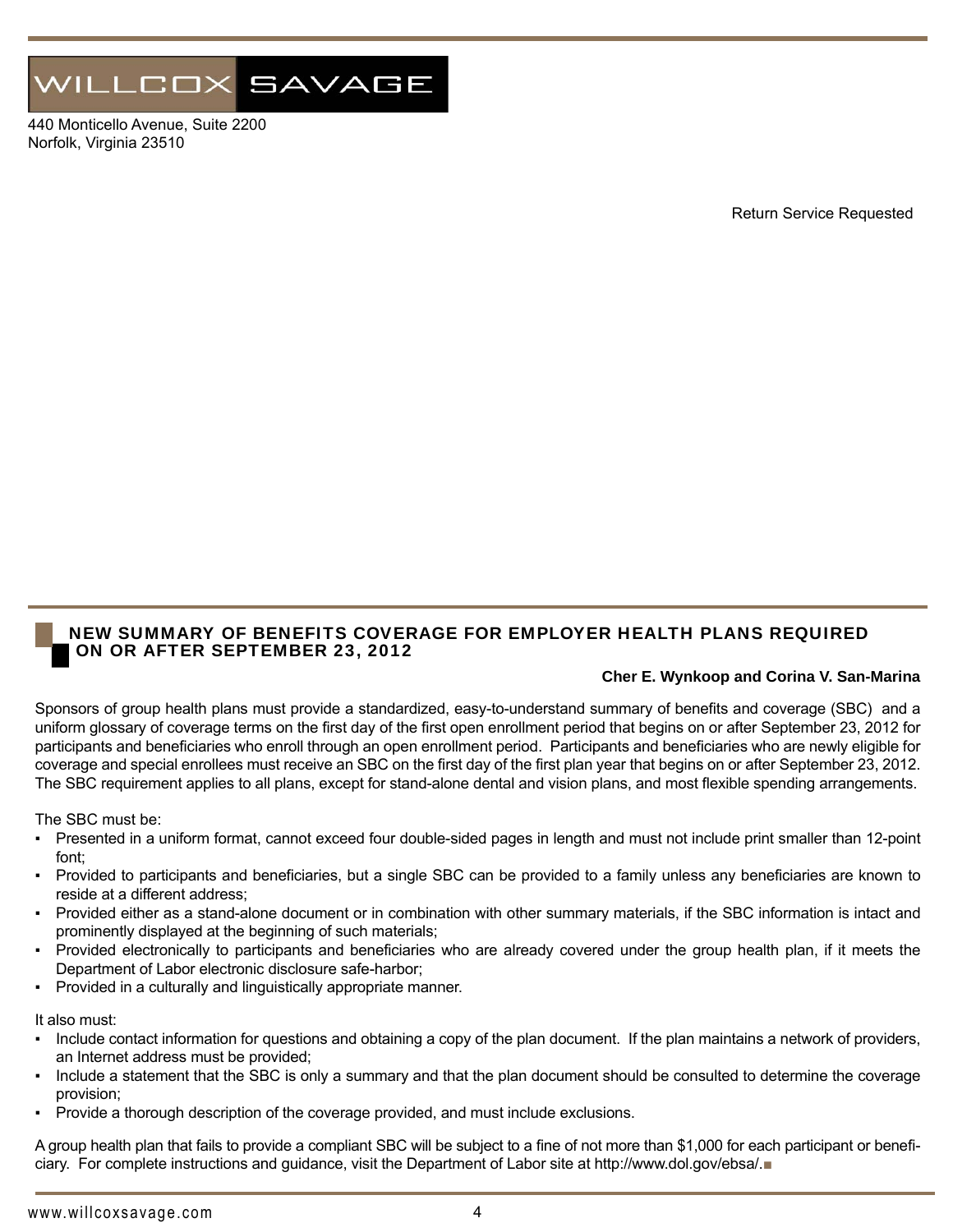WILLCOX SAVAGE

440 Monticello Avenue, Suite 2200
Norfolk, Virginia 23510

Return Service Requested

## NEW SUMMARY OF BENEFITS COVERAGE FOR EMPLOYER HEALTH PLANS REQUIRED ON OR AFTER SEPTEMBER 23, 2012

**Cher E. Wynkoop and Corina V. San-Marina**

Sponsors of group health plans must provide a standardized, easy-to-understand summary of benefits and coverage (SBC) and a uniform glossary of coverage terms on the first day of the first open enrollment period that begins on or after September 23, 2012 for participants and beneficiaries who enroll through an open enrollment period. Participants and beneficiaries who are newly eligible for coverage and special enrollees must receive an SBC on the first day of the first plan year that begins on or after September 23, 2012. The SBC requirement applies to all plans, except for stand-alone dental and vision plans, and most flexible spending arrangements.

The SBC must be:

- Presented in a uniform format, cannot exceed four double-sided pages in length and must not include print smaller than 12-point font;
- Provided to participants and beneficiaries, but a single SBC can be provided to a family unless any beneficiaries are known to reside at a different address;
- Provided either as a stand-alone document or in combination with other summary materials, if the SBC information is intact and prominently displayed at the beginning of such materials;
- Provided electronically to participants and beneficiaries who are already covered under the group health plan, if it meets the Department of Labor electronic disclosure safe-harbor;
- Provided in a culturally and linguistically appropriate manner.

It also must:

- Include contact information for questions and obtaining a copy of the plan document. If the plan maintains a network of providers, an Internet address must be provided;
- Include a statement that the SBC is only a summary and that the plan document should be consulted to determine the coverage provision;
- Provide a thorough description of the coverage provided, and must include exclusions.

A group health plan that fails to provide a compliant SBC will be subject to a fine of not more than $1,000 for each participant or beneficiary. For complete instructions and guidance, visit the Department of Labor site at http://www.dol.gov/ebsa/.■

www.willcoxsavage.com